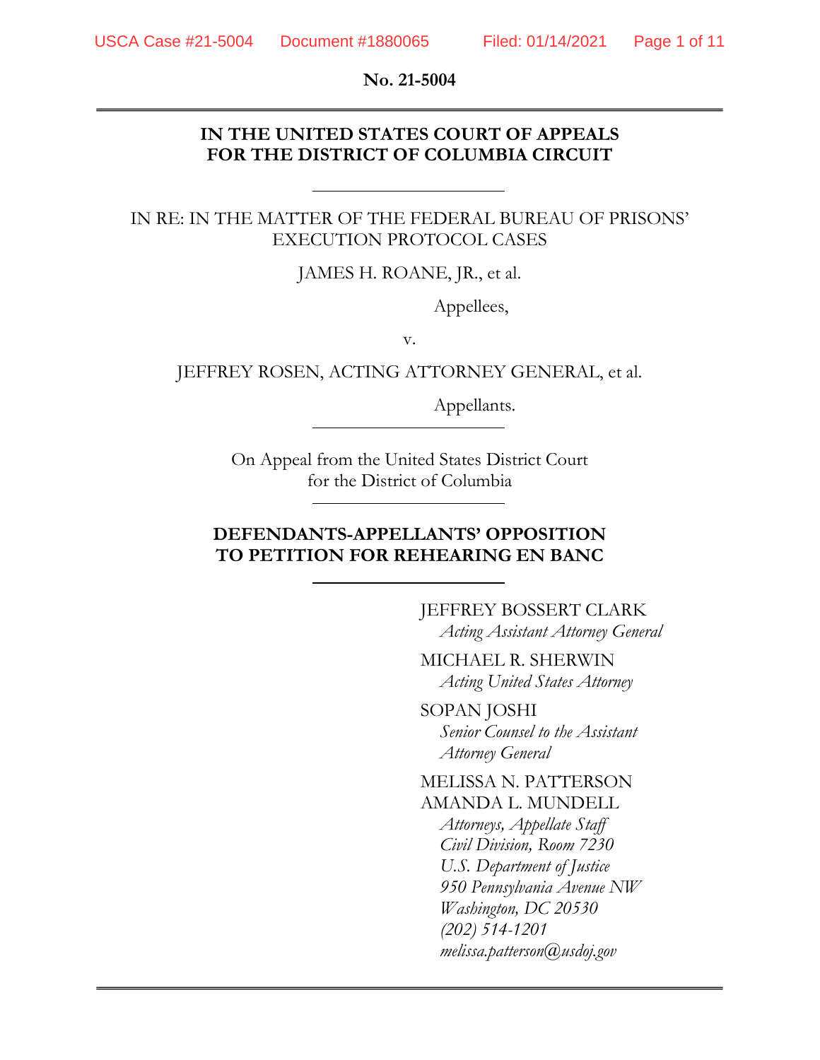**No. 21-5004**

---

**IN THE UNITED STATES COURT OF APPEALS FOR THE DISTRICT OF COLUMBIA CIRCUIT**

---

IN RE: IN THE MATTER OF THE FEDERAL BUREAU OF PRISONS' EXECUTION PROTOCOL CASES

JAMES H. ROANE, JR., et al.

Appellees,

v.

JEFFREY ROSEN, ACTING ATTORNEY GENERAL, et al.

Appellants.

---

On Appeal from the United States District Court for the District of Columbia

---

**DEFENDANTS-APPELLANTS' OPPOSITION TO PETITION FOR REHEARING EN BANC**

---

JEFFREY BOSSERT CLARK
*Acting Assistant Attorney General*

MICHAEL R. SHERWIN
*Acting United States Attorney*

SOPAN JOSHI
*Senior Counsel to the Assistant Attorney General*

MELISSA N. PATTERSON
AMANDA L. MUNDELL
*Attorneys, Appellate Staff*
*Civil Division, Room 7230*
*U.S. Department of Justice*
*950 Pennsylvania Avenue NW*
*Washington, DC 20530*
*(202) 514-1201*
*melissa.patterson@usdoj.gov*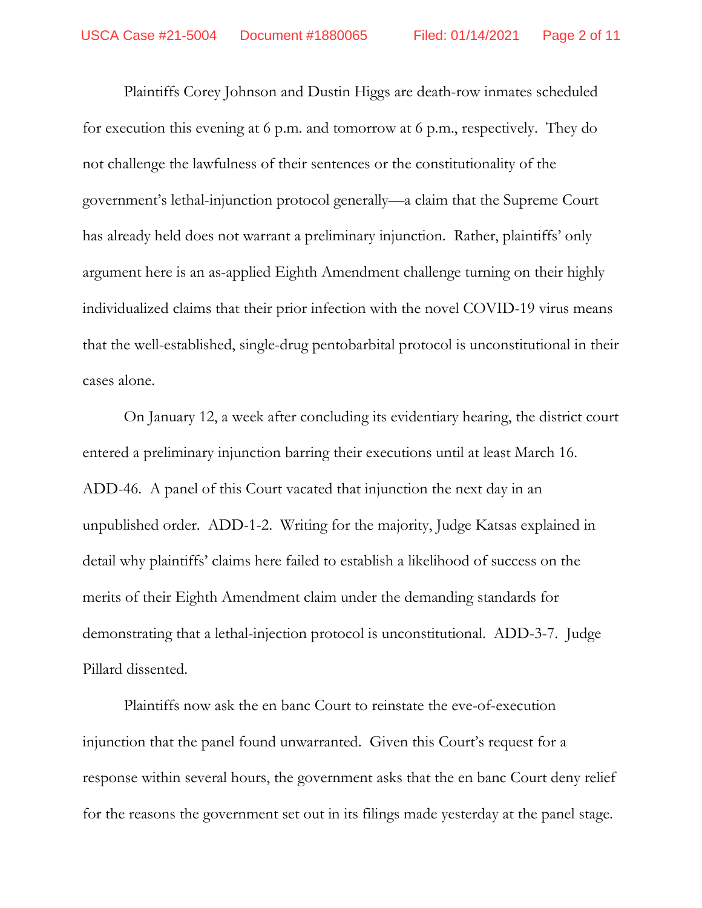Plaintiffs Corey Johnson and Dustin Higgs are death-row inmates scheduled for execution this evening at 6 p.m. and tomorrow at 6 p.m., respectively. They do not challenge the lawfulness of their sentences or the constitutionality of the government's lethal-injunction protocol generally—a claim that the Supreme Court has already held does not warrant a preliminary injunction. Rather, plaintiffs' only argument here is an as-applied Eighth Amendment challenge turning on their highly individualized claims that their prior infection with the novel COVID-19 virus means that the well-established, single-drug pentobarbital protocol is unconstitutional in their cases alone.

On January 12, a week after concluding its evidentiary hearing, the district court entered a preliminary injunction barring their executions until at least March 16. ADD-46. A panel of this Court vacated that injunction the next day in an unpublished order. ADD-1-2. Writing for the majority, Judge Katsas explained in detail why plaintiffs' claims here failed to establish a likelihood of success on the merits of their Eighth Amendment claim under the demanding standards for demonstrating that a lethal-injection protocol is unconstitutional. ADD-3-7. Judge Pillard dissented.

Plaintiffs now ask the en banc Court to reinstate the eve-of-execution injunction that the panel found unwarranted. Given this Court's request for a response within several hours, the government asks that the en banc Court deny relief for the reasons the government set out in its filings made yesterday at the panel stage.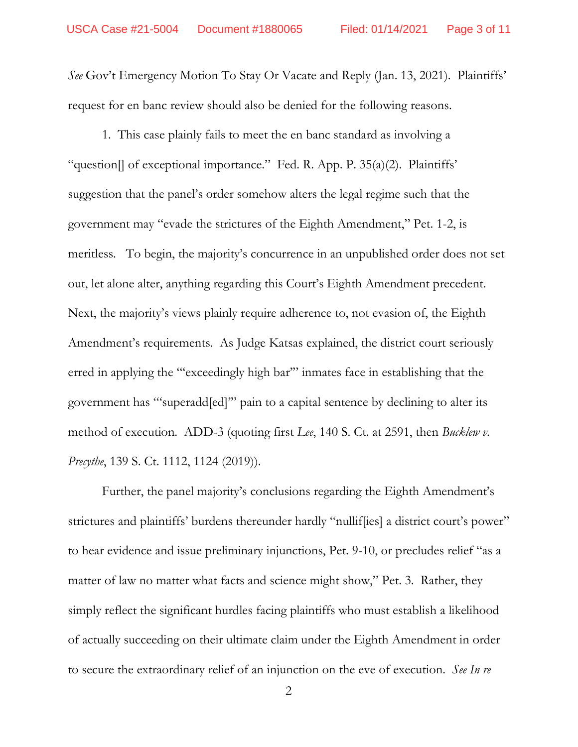*See* Gov't Emergency Motion To Stay Or Vacate and Reply (Jan. 13, 2021). Plaintiffs' request for en banc review should also be denied for the following reasons.

1. This case plainly fails to meet the en banc standard as involving a "question[] of exceptional importance." Fed. R. App. P. 35(a)(2). Plaintiffs' suggestion that the panel's order somehow alters the legal regime such that the government may "evade the strictures of the Eighth Amendment," Pet. 1-2, is meritless. To begin, the majority's concurrence in an unpublished order does not set out, let alone alter, anything regarding this Court's Eighth Amendment precedent. Next, the majority's views plainly require adherence to, not evasion of, the Eighth Amendment's requirements. As Judge Katsas explained, the district court seriously erred in applying the "'exceedingly high bar'" inmates face in establishing that the government has "'superadd[ed]'" pain to a capital sentence by declining to alter its method of execution. ADD-3 (quoting first *Lee*, 140 S. Ct. at 2591, then *Bucklew v. Precythe*, 139 S. Ct. 1112, 1124 (2019)).

Further, the panel majority's conclusions regarding the Eighth Amendment's strictures and plaintiffs' burdens thereunder hardly "nullif[ies] a district court's power" to hear evidence and issue preliminary injunctions, Pet. 9-10, or precludes relief "as a matter of law no matter what facts and science might show," Pet. 3. Rather, they simply reflect the significant hurdles facing plaintiffs who must establish a likelihood of actually succeeding on their ultimate claim under the Eighth Amendment in order to secure the extraordinary relief of an injunction on the eve of execution. *See In re*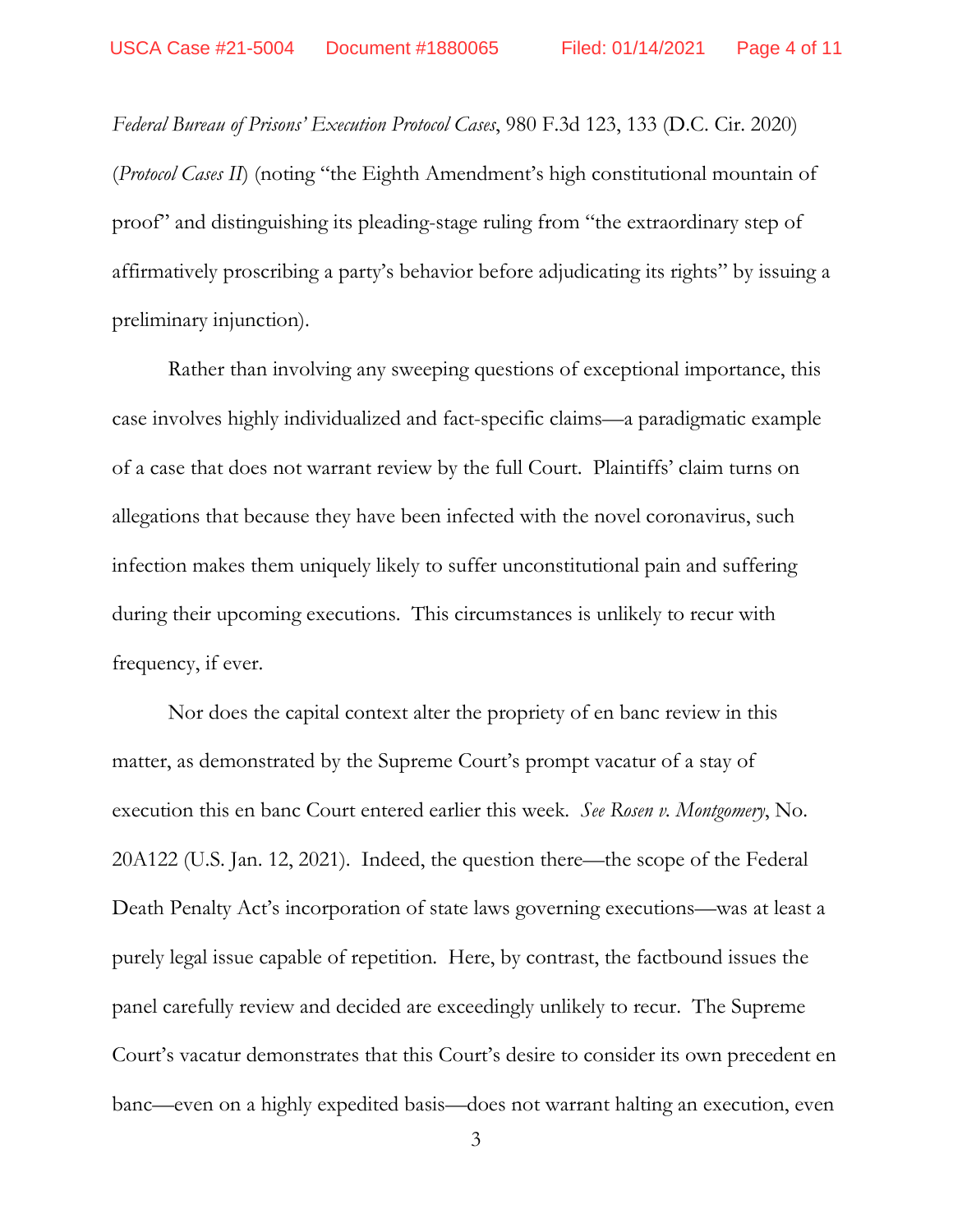*Federal Bureau of Prisons' Execution Protocol Cases*, 980 F.3d 123, 133 (D.C. Cir. 2020) (*Protocol Cases II*) (noting "the Eighth Amendment's high constitutional mountain of proof" and distinguishing its pleading-stage ruling from "the extraordinary step of affirmatively proscribing a party's behavior before adjudicating its rights" by issuing a preliminary injunction).

Rather than involving any sweeping questions of exceptional importance, this case involves highly individualized and fact-specific claims—a paradigmatic example of a case that does not warrant review by the full Court. Plaintiffs' claim turns on allegations that because they have been infected with the novel coronavirus, such infection makes them uniquely likely to suffer unconstitutional pain and suffering during their upcoming executions. This circumstances is unlikely to recur with frequency, if ever.

Nor does the capital context alter the propriety of en banc review in this matter, as demonstrated by the Supreme Court's prompt vacatur of a stay of execution this en banc Court entered earlier this week. *See Rosen v. Montgomery*, No. 20A122 (U.S. Jan. 12, 2021). Indeed, the question there—the scope of the Federal Death Penalty Act's incorporation of state laws governing executions—was at least a purely legal issue capable of repetition. Here, by contrast, the factbound issues the panel carefully review and decided are exceedingly unlikely to recur. The Supreme Court's vacatur demonstrates that this Court's desire to consider its own precedent en banc—even on a highly expedited basis—does not warrant halting an execution, even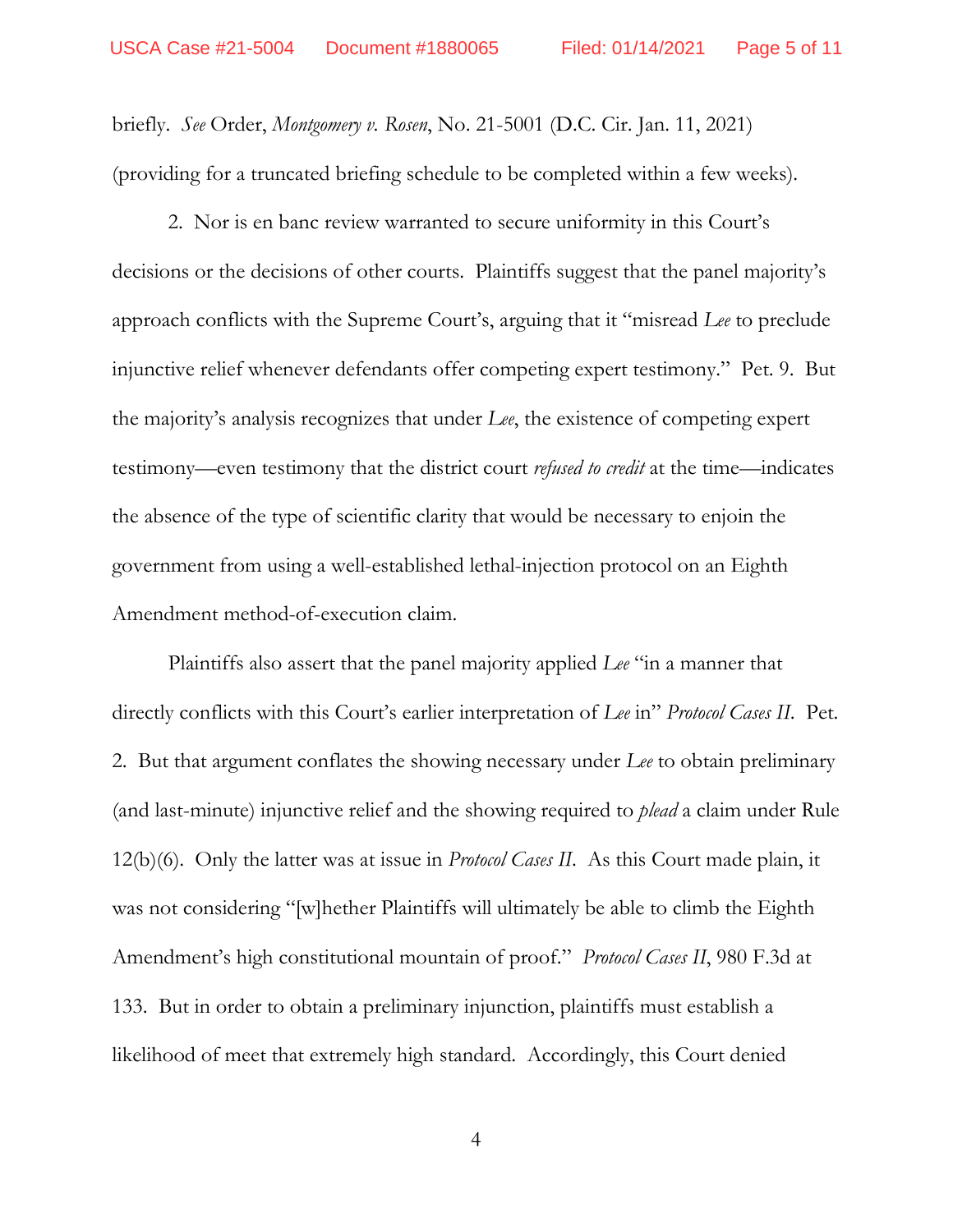briefly. *See* Order, *Montgomery v. Rosen*, No. 21-5001 (D.C. Cir. Jan. 11, 2021) (providing for a truncated briefing schedule to be completed within a few weeks).

2. Nor is en banc review warranted to secure uniformity in this Court's decisions or the decisions of other courts. Plaintiffs suggest that the panel majority's approach conflicts with the Supreme Court's, arguing that it "misread *Lee* to preclude injunctive relief whenever defendants offer competing expert testimony." Pet. 9. But the majority's analysis recognizes that under *Lee*, the existence of competing expert testimony—even testimony that the district court *refused to credit* at the time—indicates the absence of the type of scientific clarity that would be necessary to enjoin the government from using a well-established lethal-injection protocol on an Eighth Amendment method-of-execution claim.

Plaintiffs also assert that the panel majority applied *Lee* "in a manner that directly conflicts with this Court's earlier interpretation of *Lee* in" *Protocol Cases II*. Pet. 2. But that argument conflates the showing necessary under *Lee* to obtain preliminary (and last-minute) injunctive relief and the showing required to *plead* a claim under Rule 12(b)(6). Only the latter was at issue in *Protocol Cases II*. As this Court made plain, it was not considering "[w]hether Plaintiffs will ultimately be able to climb the Eighth Amendment's high constitutional mountain of proof." *Protocol Cases II*, 980 F.3d at 133. But in order to obtain a preliminary injunction, plaintiffs must establish a likelihood of meet that extremely high standard. Accordingly, this Court denied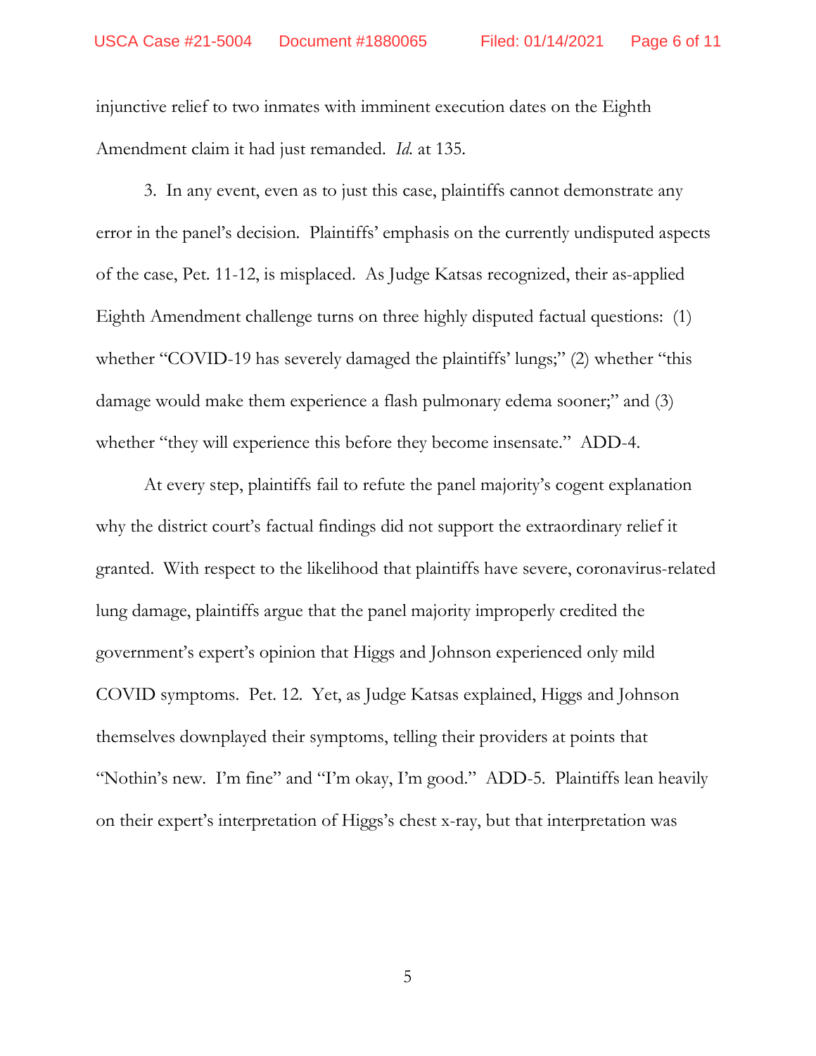injunctive relief to two inmates with imminent execution dates on the Eighth Amendment claim it had just remanded. *Id.* at 135.

3. In any event, even as to just this case, plaintiffs cannot demonstrate any error in the panel's decision. Plaintiffs' emphasis on the currently undisputed aspects of the case, Pet. 11-12, is misplaced. As Judge Katsas recognized, their as-applied Eighth Amendment challenge turns on three highly disputed factual questions: (1) whether "COVID-19 has severely damaged the plaintiffs' lungs;" (2) whether "this damage would make them experience a flash pulmonary edema sooner;" and (3) whether "they will experience this before they become insensate." ADD-4.

At every step, plaintiffs fail to refute the panel majority's cogent explanation why the district court's factual findings did not support the extraordinary relief it granted. With respect to the likelihood that plaintiffs have severe, coronavirus-related lung damage, plaintiffs argue that the panel majority improperly credited the government's expert's opinion that Higgs and Johnson experienced only mild COVID symptoms. Pet. 12. Yet, as Judge Katsas explained, Higgs and Johnson themselves downplayed their symptoms, telling their providers at points that "Nothin's new. I'm fine" and "I'm okay, I'm good." ADD-5. Plaintiffs lean heavily on their expert's interpretation of Higgs's chest x-ray, but that interpretation was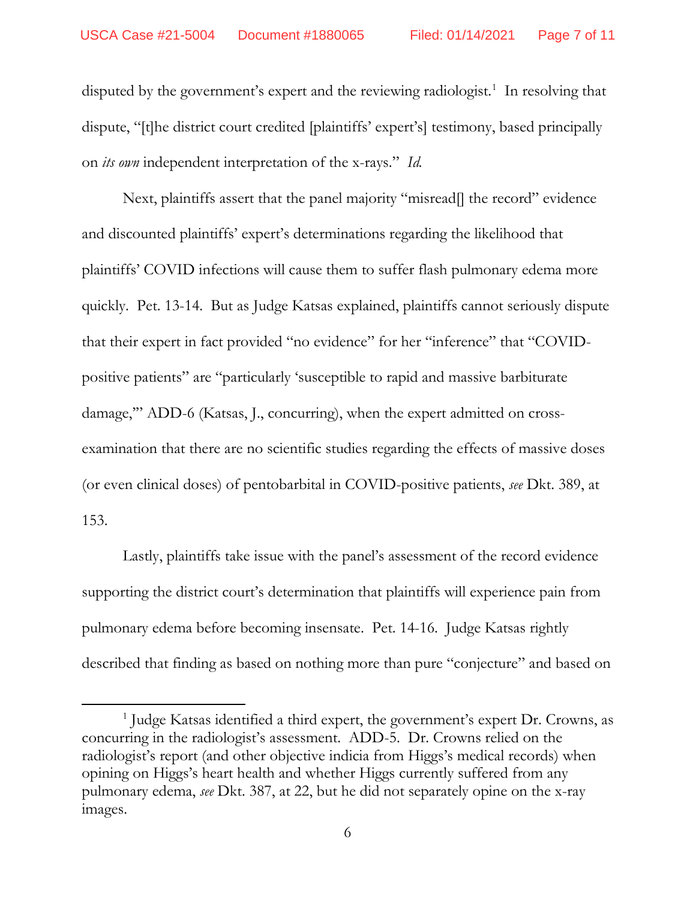disputed by the government's expert and the reviewing radiologist.[1] In resolving that dispute, "[t]he district court credited [plaintiffs' expert's] testimony, based principally on *its own* independent interpretation of the x-rays." *Id.*

Next, plaintiffs assert that the panel majority "misread[] the record" evidence and discounted plaintiffs' expert's determinations regarding the likelihood that plaintiffs' COVID infections will cause them to suffer flash pulmonary edema more quickly. Pet. 13-14. But as Judge Katsas explained, plaintiffs cannot seriously dispute that their expert in fact provided "no evidence" for her "inference" that "COVID-positive patients" are "particularly 'susceptible to rapid and massive barbiturate damage,'" ADD-6 (Katsas, J., concurring), when the expert admitted on cross-examination that there are no scientific studies regarding the effects of massive doses (or even clinical doses) of pentobarbital in COVID-positive patients, *see* Dkt. 389, at 153.

Lastly, plaintiffs take issue with the panel's assessment of the record evidence supporting the district court's determination that plaintiffs will experience pain from pulmonary edema before becoming insensate. Pet. 14-16. Judge Katsas rightly described that finding as based on nothing more than pure "conjecture" and based on

---

[1] Judge Katsas identified a third expert, the government's expert Dr. Crowns, as concurring in the radiologist's assessment. ADD-5. Dr. Crowns relied on the radiologist's report (and other objective indicia from Higgs's medical records) when opining on Higgs's heart health and whether Higgs currently suffered from any pulmonary edema, *see* Dkt. 387, at 22, but he did not separately opine on the x-ray images.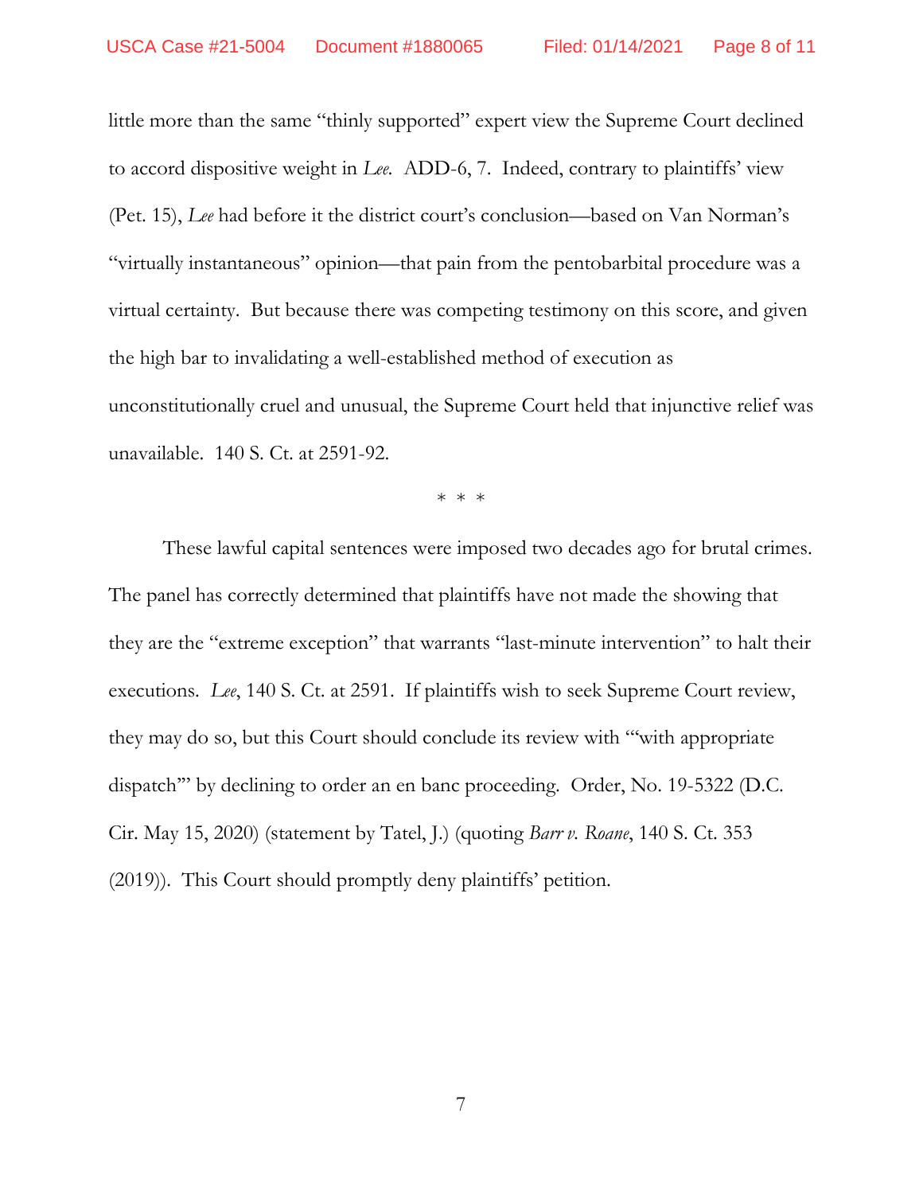little more than the same "thinly supported" expert view the Supreme Court declined to accord dispositive weight in *Lee*. ADD-6, 7. Indeed, contrary to plaintiffs' view (Pet. 15), *Lee* had before it the district court's conclusion—based on Van Norman's "virtually instantaneous" opinion—that pain from the pentobarbital procedure was a virtual certainty. But because there was competing testimony on this score, and given the high bar to invalidating a well-established method of execution as unconstitutionally cruel and unusual, the Supreme Court held that injunctive relief was unavailable. 140 S. Ct. at 2591-92.

\* \* \*

These lawful capital sentences were imposed two decades ago for brutal crimes. The panel has correctly determined that plaintiffs have not made the showing that they are the "extreme exception" that warrants "last-minute intervention" to halt their executions. *Lee*, 140 S. Ct. at 2591. If plaintiffs wish to seek Supreme Court review, they may do so, but this Court should conclude its review with '"with appropriate dispatch"' by declining to order an en banc proceeding. Order, No. 19-5322 (D.C. Cir. May 15, 2020) (statement by Tatel, J.) (quoting *Barr v. Roane*, 140 S. Ct. 353 (2019)). This Court should promptly deny plaintiffs' petition.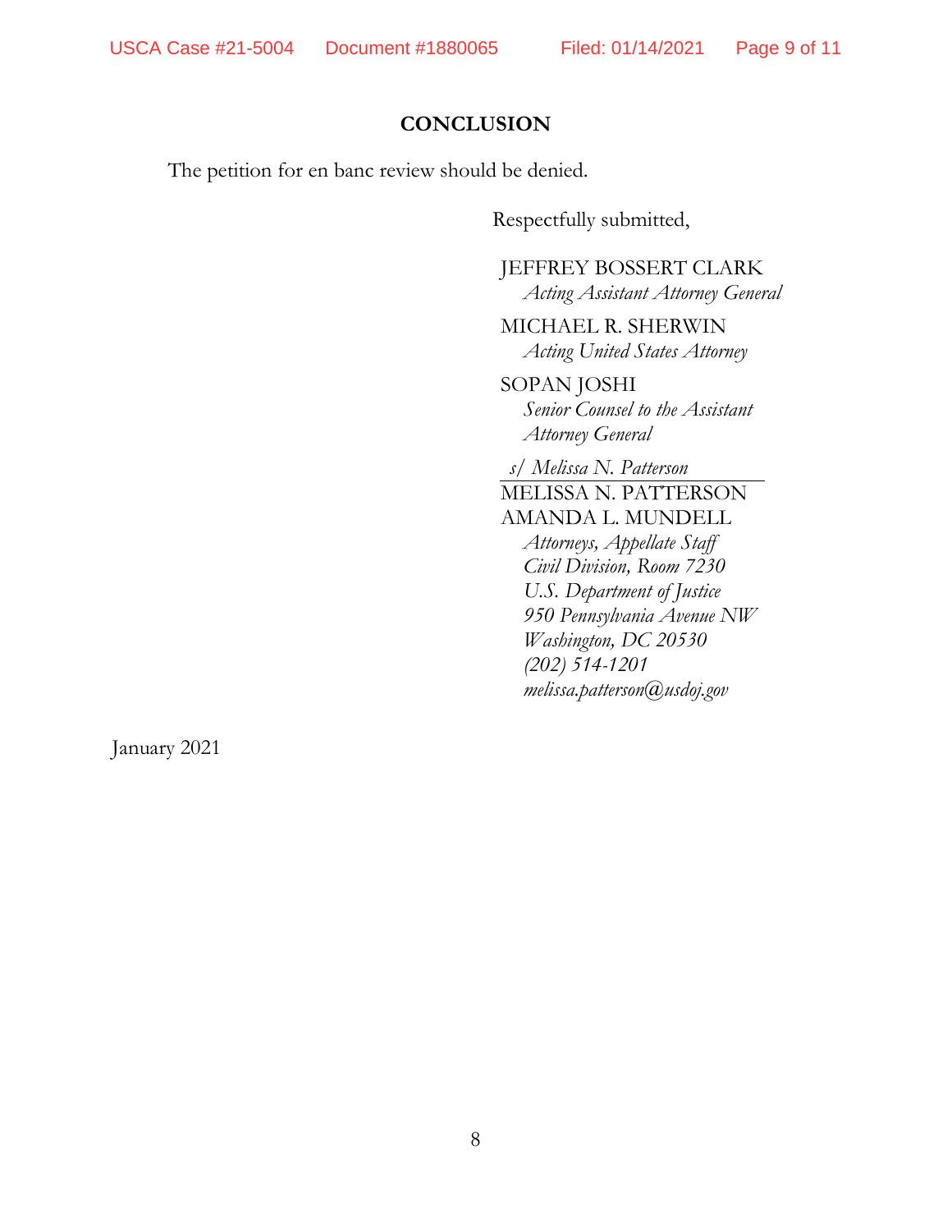## CONCLUSION

The petition for en banc review should be denied.

Respectfully submitted,

JEFFREY BOSSERT CLARK
*Acting Assistant Attorney General*

MICHAEL R. SHERWIN
*Acting United States Attorney*

SOPAN JOSHI
*Senior Counsel to the Assistant Attorney General*

*s/ Melissa N. Patterson*
MELISSA N. PATTERSON
AMANDA L. MUNDELL
*Attorneys, Appellate Staff*
*Civil Division, Room 7230*
*U.S. Department of Justice*
*950 Pennsylvania Avenue NW*
*Washington, DC 20530*
*(202) 514-1201*
*melissa.patterson@usdoj.gov*

January 2021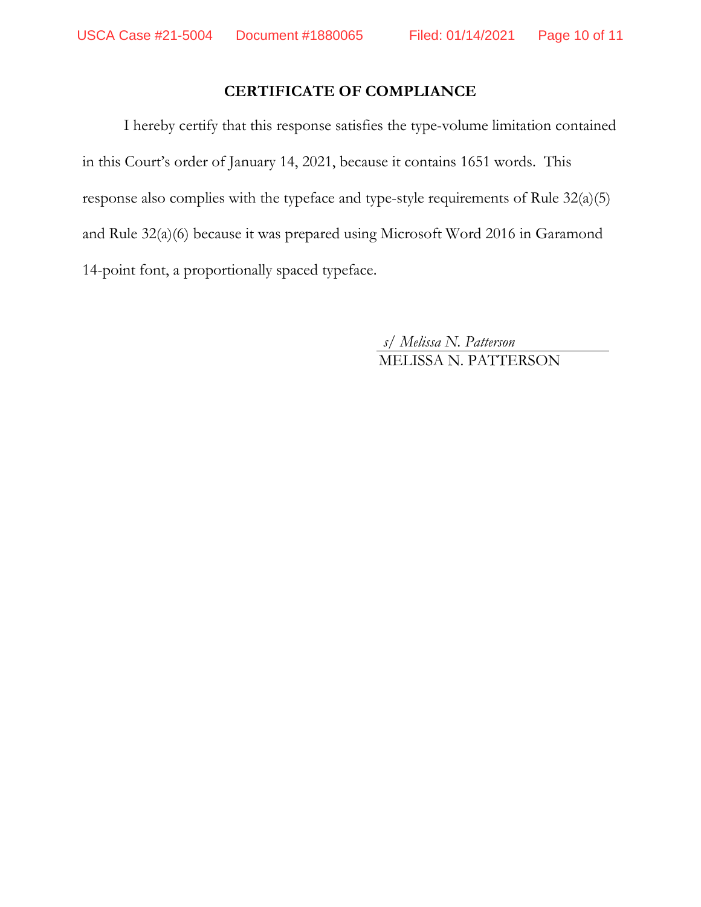## CERTIFICATE OF COMPLIANCE

I hereby certify that this response satisfies the type-volume limitation contained in this Court's order of January 14, 2021, because it contains 1651 words. This response also complies with the typeface and type-style requirements of Rule 32(a)(5) and Rule 32(a)(6) because it was prepared using Microsoft Word 2016 in Garamond 14-point font, a proportionally spaced typeface.

*s/ Melissa N. Patterson*
MELISSA N. PATTERSON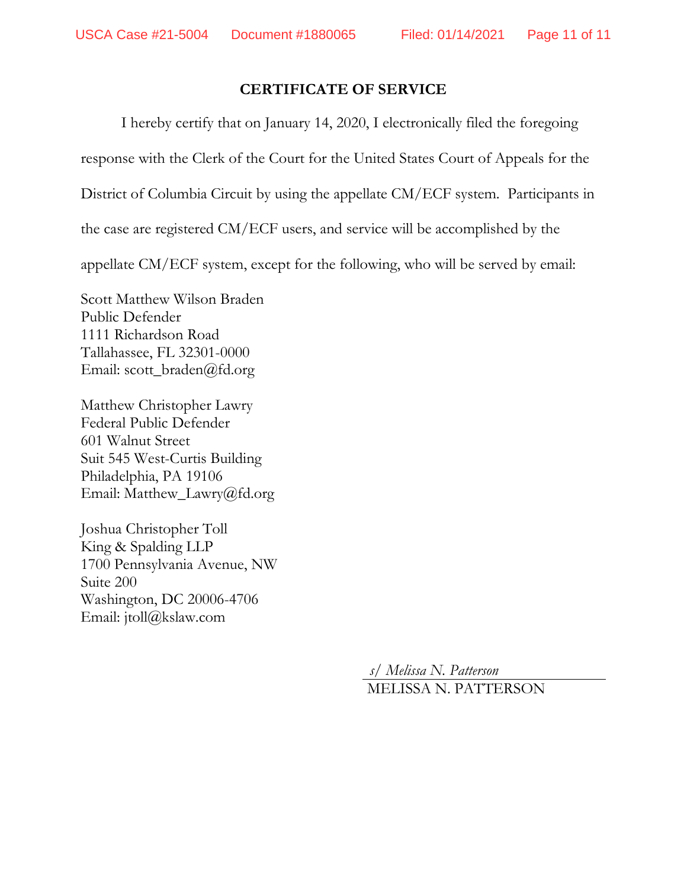## CERTIFICATE OF SERVICE

I hereby certify that on January 14, 2020, I electronically filed the foregoing response with the Clerk of the Court for the United States Court of Appeals for the District of Columbia Circuit by using the appellate CM/ECF system. Participants in the case are registered CM/ECF users, and service will be accomplished by the appellate CM/ECF system, except for the following, who will be served by email:

Scott Matthew Wilson Braden
Public Defender
1111 Richardson Road
Tallahassee, FL 32301-0000
Email: scott_braden@fd.org

Matthew Christopher Lawry
Federal Public Defender
601 Walnut Street
Suit 545 West-Curtis Building
Philadelphia, PA 19106
Email: Matthew_Lawry@fd.org

Joshua Christopher Toll
King & Spalding LLP
1700 Pennsylvania Avenue, NW
Suite 200
Washington, DC 20006-4706
Email: jtoll@kslaw.com

*s/ Melissa N. Patterson*
MELISSA N. PATTERSON